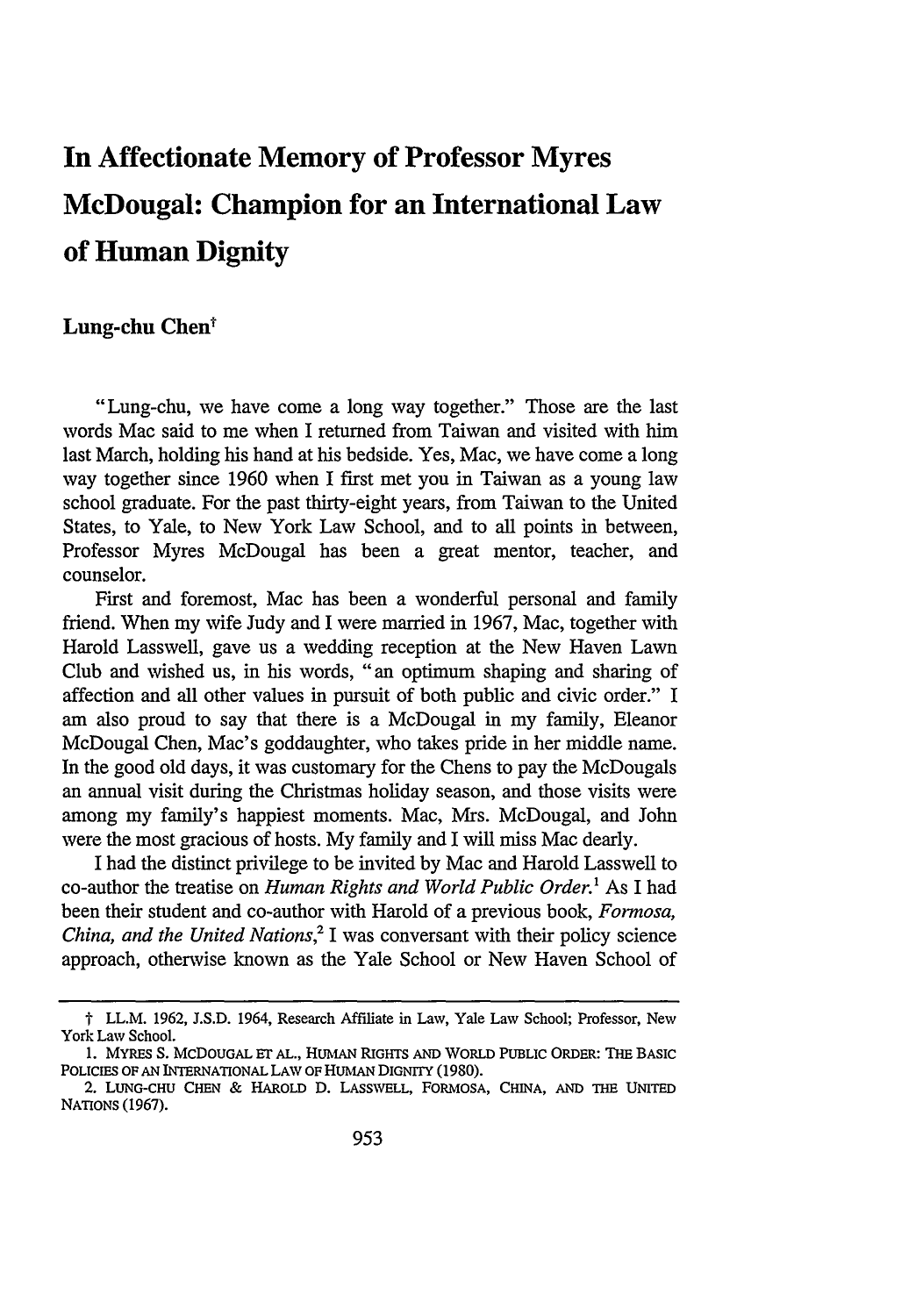# In Affectionate Memory of Professor Myres McDougal: Champion for an International Law of Human Dignity

**Lung-chu Chen**[†]

"Lung-chu, we have come a long way together." Those are the last words Mac said to me when I returned from Taiwan and visited with him last March, holding his hand at his bedside. Yes, Mac, we have come a long way together since 1960 when I first met you in Taiwan as a young law school graduate. For the past thirty-eight years, from Taiwan to the United States, to Yale, to New York Law School, and to all points in between, Professor Myres McDougal has been a great mentor, teacher, and counselor.

First and foremost, Mac has been a wonderful personal and family friend. When my wife Judy and I were married in 1967, Mac, together with Harold Lasswell, gave us a wedding reception at the New Haven Lawn Club and wished us, in his words, "an optimum shaping and sharing of affection and all other values in pursuit of both public and civic order." I am also proud to say that there is a McDougal in my family, Eleanor McDougal Chen, Mac's goddaughter, who takes pride in her middle name. In the good old days, it was customary for the Chens to pay the McDougals an annual visit during the Christmas holiday season, and those visits were among my family's happiest moments. Mac, Mrs. McDougal, and John were the most gracious of hosts. My family and I will miss Mac dearly.

I had the distinct privilege to be invited by Mac and Harold Lasswell to co-author the treatise on *Human Rights and World Public Order*.[1] As I had been their student and co-author with Harold of a previous book, *Formosa, China, and the United Nations*,[2] I was conversant with their policy science approach, otherwise known as the Yale School or New Haven School of

---

† LL.M. 1962, J.S.D. 1964, Research Affiliate in Law, Yale Law School; Professor, New York Law School.

1. MYRES S. MCDOUGAL ET AL., HUMAN RIGHTS AND WORLD PUBLIC ORDER: THE BASIC POLICIES OF AN INTERNATIONAL LAW OF HUMAN DIGNITY (1980).

2. LUNG-CHU CHEN & HAROLD D. LASSWELL, FORMOSA, CHINA, AND THE UNITED NATIONS (1967).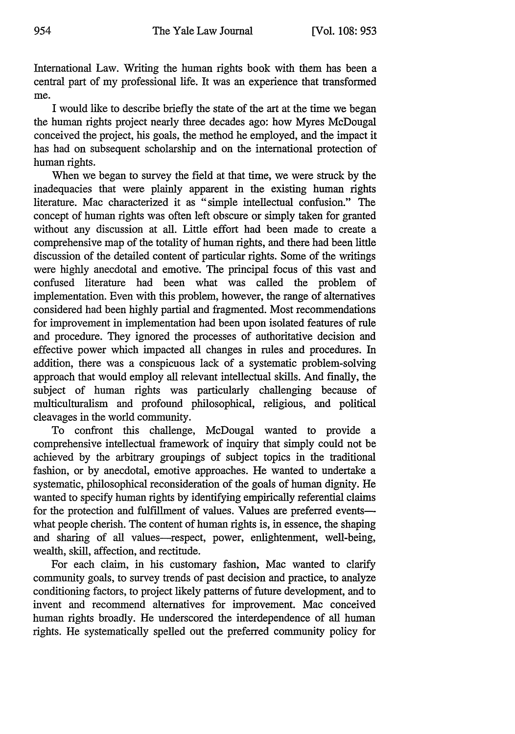International Law. Writing the human rights book with them has been a central part of my professional life. It was an experience that transformed me.

I would like to describe briefly the state of the art at the time we began the human rights project nearly three decades ago: how Myres McDougal conceived the project, his goals, the method he employed, and the impact it has had on subsequent scholarship and on the international protection of human rights.

When we began to survey the field at that time, we were struck by the inadequacies that were plainly apparent in the existing human rights literature. Mac characterized it as "simple intellectual confusion." The concept of human rights was often left obscure or simply taken for granted without any discussion at all. Little effort had been made to create a comprehensive map of the totality of human rights, and there had been little discussion of the detailed content of particular rights. Some of the writings were highly anecdotal and emotive. The principal focus of this vast and confused literature had been what was called the problem of implementation. Even with this problem, however, the range of alternatives considered had been highly partial and fragmented. Most recommendations for improvement in implementation had been upon isolated features of rule and procedure. They ignored the processes of authoritative decision and effective power which impacted all changes in rules and procedures. In addition, there was a conspicuous lack of a systematic problem-solving approach that would employ all relevant intellectual skills. And finally, the subject of human rights was particularly challenging because of multiculturalism and profound philosophical, religious, and political cleavages in the world community.

To confront this challenge, McDougal wanted to provide a comprehensive intellectual framework of inquiry that simply could not be achieved by the arbitrary groupings of subject topics in the traditional fashion, or by anecdotal, emotive approaches. He wanted to undertake a systematic, philosophical reconsideration of the goals of human dignity. He wanted to specify human rights by identifying empirically referential claims for the protection and fulfillment of values. Values are preferred events—what people cherish. The content of human rights is, in essence, the shaping and sharing of all values—respect, power, enlightenment, well-being, wealth, skill, affection, and rectitude.

For each claim, in his customary fashion, Mac wanted to clarify community goals, to survey trends of past decision and practice, to analyze conditioning factors, to project likely patterns of future development, and to invent and recommend alternatives for improvement. Mac conceived human rights broadly. He underscored the interdependence of all human rights. He systematically spelled out the preferred community policy for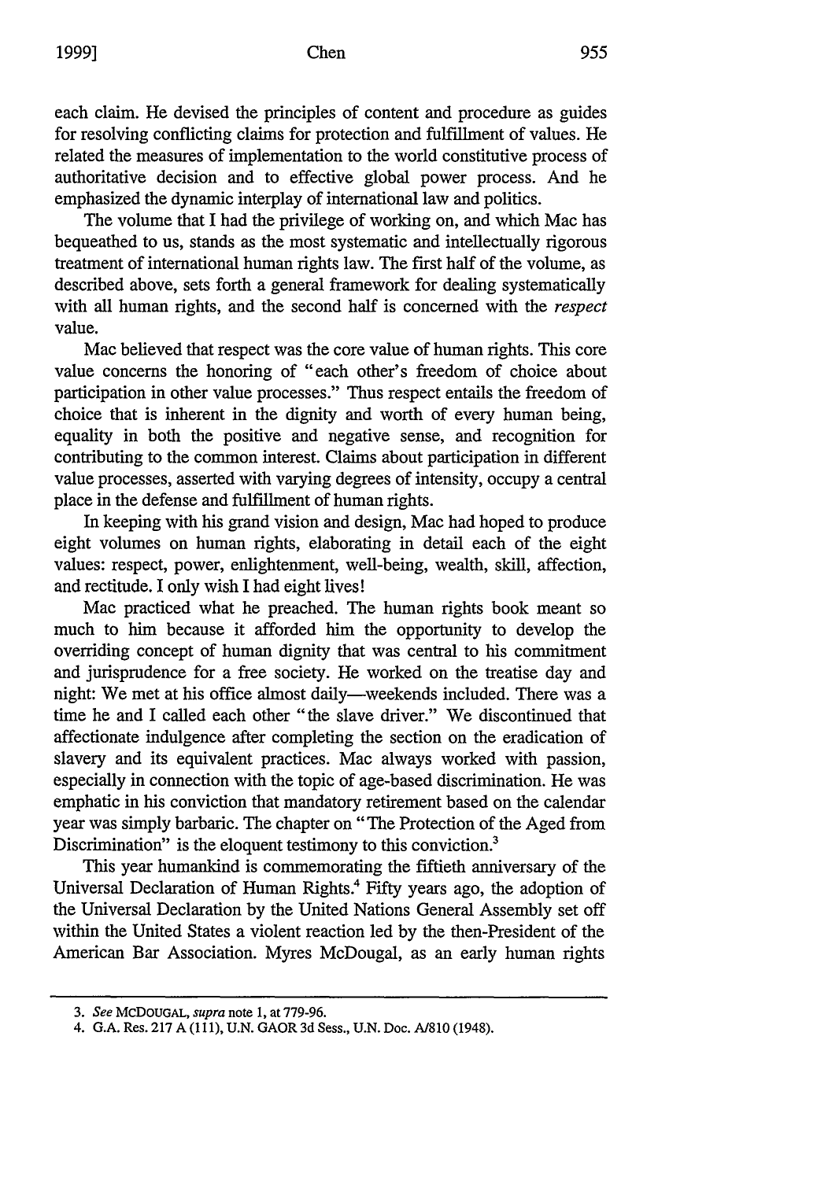each claim. He devised the principles of content and procedure as guides for resolving conflicting claims for protection and fulfillment of values. He related the measures of implementation to the world constitutive process of authoritative decision and to effective global power process. And he emphasized the dynamic interplay of international law and politics.

The volume that I had the privilege of working on, and which Mac has bequeathed to us, stands as the most systematic and intellectually rigorous treatment of international human rights law. The first half of the volume, as described above, sets forth a general framework for dealing systematically with all human rights, and the second half is concerned with the *respect* value.

Mac believed that respect was the core value of human rights. This core value concerns the honoring of "each other's freedom of choice about participation in other value processes." Thus respect entails the freedom of choice that is inherent in the dignity and worth of every human being, equality in both the positive and negative sense, and recognition for contributing to the common interest. Claims about participation in different value processes, asserted with varying degrees of intensity, occupy a central place in the defense and fulfillment of human rights.

In keeping with his grand vision and design, Mac had hoped to produce eight volumes on human rights, elaborating in detail each of the eight values: respect, power, enlightenment, well-being, wealth, skill, affection, and rectitude. I only wish I had eight lives!

Mac practiced what he preached. The human rights book meant so much to him because it afforded him the opportunity to develop the overriding concept of human dignity that was central to his commitment and jurisprudence for a free society. He worked on the treatise day and night: We met at his office almost daily—weekends included. There was a time he and I called each other "the slave driver." We discontinued that affectionate indulgence after completing the section on the eradication of slavery and its equivalent practices. Mac always worked with passion, especially in connection with the topic of age-based discrimination. He was emphatic in his conviction that mandatory retirement based on the calendar year was simply barbaric. The chapter on "The Protection of the Aged from Discrimination" is the eloquent testimony to this conviction.[3]

This year humankind is commemorating the fiftieth anniversary of the Universal Declaration of Human Rights.[4] Fifty years ago, the adoption of the Universal Declaration by the United Nations General Assembly set off within the United States a violent reaction led by the then-President of the American Bar Association. Myres McDougal, as an early human rights

---

3. *See* MCDOUGAL, *supra* note 1, at 779-96.

4. G.A. Res. 217 A (111), U.N. GAOR 3d Sess., U.N. Doc. A/810 (1948).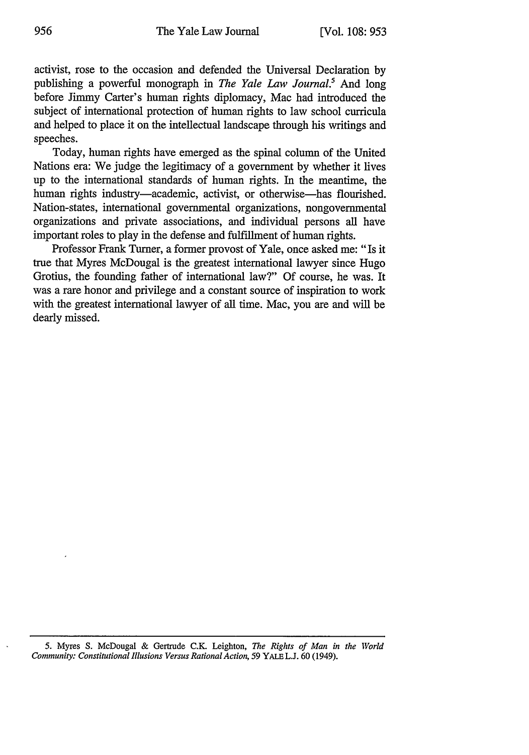activist, rose to the occasion and defended the Universal Declaration by publishing a powerful monograph in *The Yale Law Journal*.[5] And long before Jimmy Carter's human rights diplomacy, Mac had introduced the subject of international protection of human rights to law school curricula and helped to place it on the intellectual landscape through his writings and speeches.

Today, human rights have emerged as the spinal column of the United Nations era: We judge the legitimacy of a government by whether it lives up to the international standards of human rights. In the meantime, the human rights industry—academic, activist, or otherwise—has flourished. Nation-states, international governmental organizations, nongovernmental organizations and private associations, and individual persons all have important roles to play in the defense and fulfillment of human rights.

Professor Frank Turner, a former provost of Yale, once asked me: "Is it true that Myres McDougal is the greatest international lawyer since Hugo Grotius, the founding father of international law?" Of course, he was. It was a rare honor and privilege and a constant source of inspiration to work with the greatest international lawyer of all time. Mac, you are and will be dearly missed.

---

5. Myres S. McDougal & Gertrude C.K. Leighton, *The Rights of Man in the World Community: Constitutional Illusions Versus Rational Action*, 59 YALE L.J. 60 (1949).